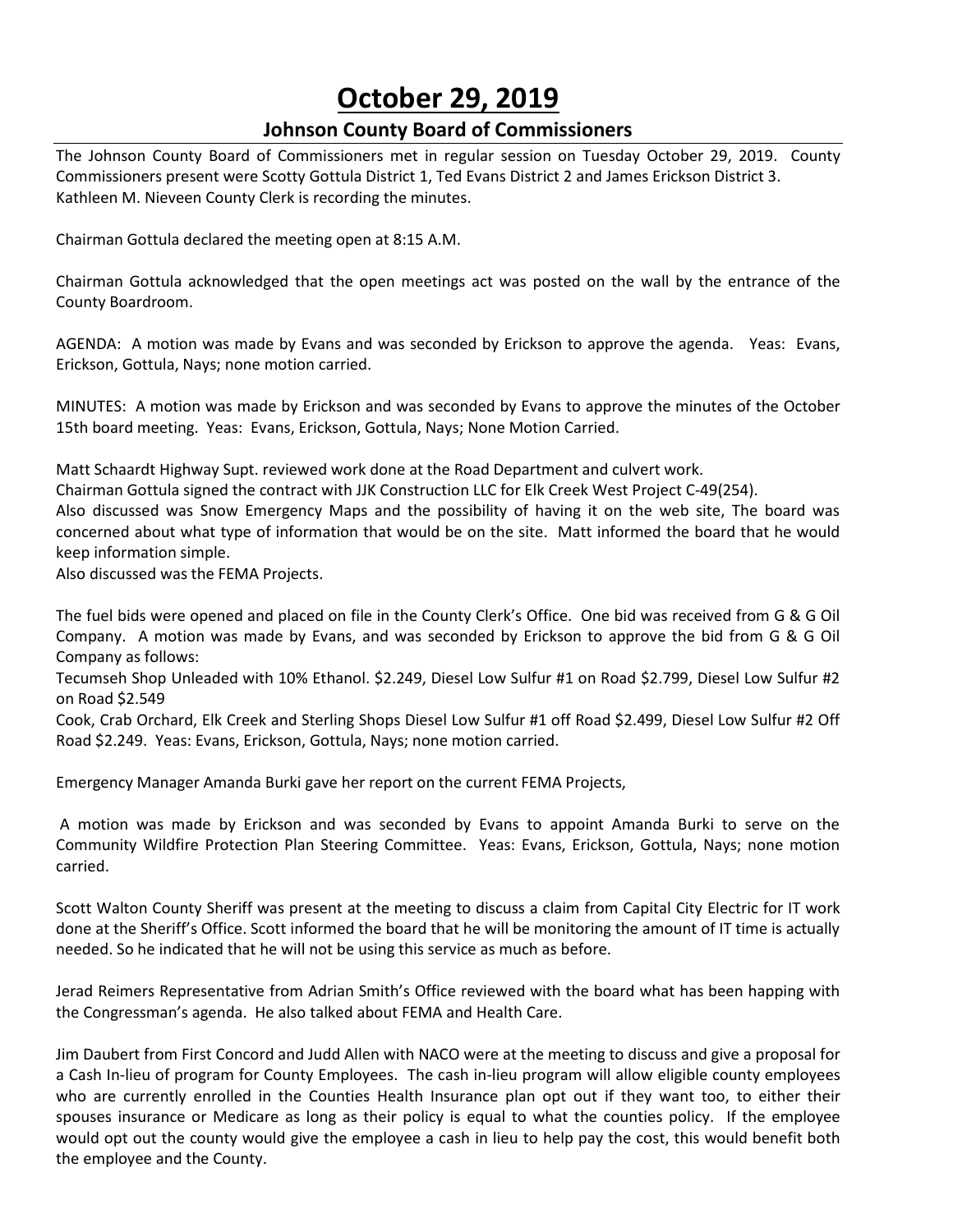# October 29, 2019

## Johnson County Board of Commissioners

The Johnson County Board of Commissioners met in regular session on Tuesday October 29, 2019. County Commissioners present were Scotty Gottula District 1, Ted Evans District 2 and James Erickson District 3. Kathleen M. Nieveen County Clerk is recording the minutes.

Chairman Gottula declared the meeting open at 8:15 A.M.

Chairman Gottula acknowledged that the open meetings act was posted on the wall by the entrance of the County Boardroom.

AGENDA: A motion was made by Evans and was seconded by Erickson to approve the agenda. Yeas: Evans, Erickson, Gottula, Nays; none motion carried.

MINUTES: A motion was made by Erickson and was seconded by Evans to approve the minutes of the October 15th board meeting. Yeas: Evans, Erickson, Gottula, Nays; None Motion Carried.

Matt Schaardt Highway Supt. reviewed work done at the Road Department and culvert work.
Chairman Gottula signed the contract with JJK Construction LLC for Elk Creek West Project C-49(254).
Also discussed was Snow Emergency Maps and the possibility of having it on the web site, The board was concerned about what type of information that would be on the site. Matt informed the board that he would keep information simple.
Also discussed was the FEMA Projects.

The fuel bids were opened and placed on file in the County Clerk's Office. One bid was received from G & G Oil Company. A motion was made by Evans, and was seconded by Erickson to approve the bid from G & G Oil Company as follows:
Tecumseh Shop Unleaded with 10% Ethanol. $2.249, Diesel Low Sulfur #1 on Road $2.799, Diesel Low Sulfur #2 on Road $2.549
Cook, Crab Orchard, Elk Creek and Sterling Shops Diesel Low Sulfur #1 off Road $2.499, Diesel Low Sulfur #2 Off Road $2.249. Yeas: Evans, Erickson, Gottula, Nays; none motion carried.

Emergency Manager Amanda Burki gave her report on the current FEMA Projects,

A motion was made by Erickson and was seconded by Evans to appoint Amanda Burki to serve on the Community Wildfire Protection Plan Steering Committee. Yeas: Evans, Erickson, Gottula, Nays; none motion carried.

Scott Walton County Sheriff was present at the meeting to discuss a claim from Capital City Electric for IT work done at the Sheriff's Office. Scott informed the board that he will be monitoring the amount of IT time is actually needed. So he indicated that he will not be using this service as much as before.

Jerad Reimers Representative from Adrian Smith's Office reviewed with the board what has been happing with the Congressman's agenda. He also talked about FEMA and Health Care.

Jim Daubert from First Concord and Judd Allen with NACO were at the meeting to discuss and give a proposal for a Cash In-lieu of program for County Employees. The cash in-lieu program will allow eligible county employees who are currently enrolled in the Counties Health Insurance plan opt out if they want too, to either their spouses insurance or Medicare as long as their policy is equal to what the counties policy. If the employee would opt out the county would give the employee a cash in lieu to help pay the cost, this would benefit both the employee and the County.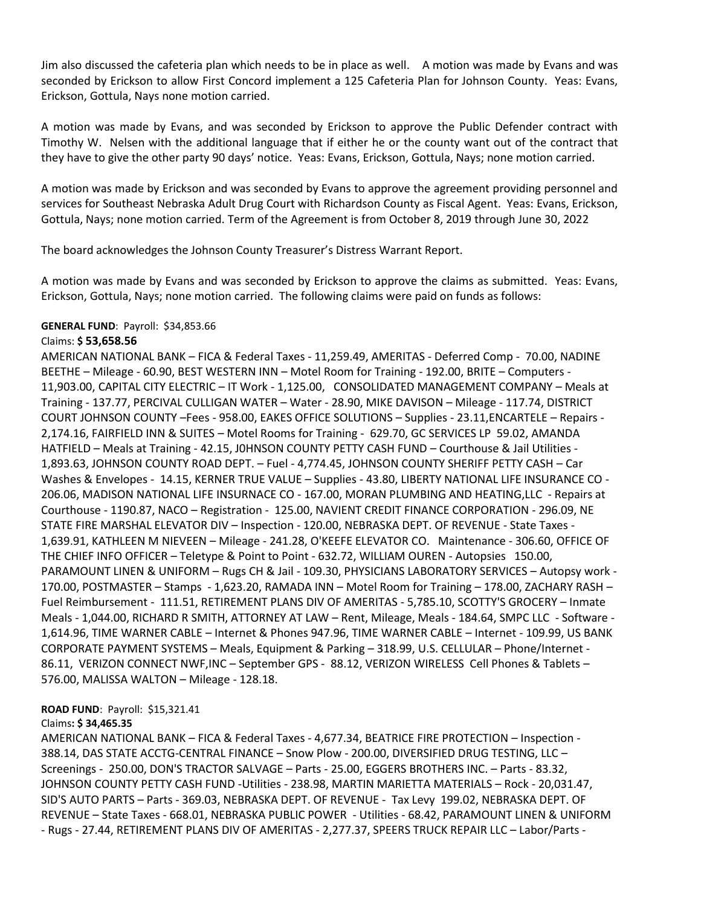Jim also discussed the cafeteria plan which needs to be in place as well. A motion was made by Evans and was seconded by Erickson to allow First Concord implement a 125 Cafeteria Plan for Johnson County. Yeas: Evans, Erickson, Gottula, Nays none motion carried.

A motion was made by Evans, and was seconded by Erickson to approve the Public Defender contract with Timothy W. Nelsen with the additional language that if either he or the county want out of the contract that they have to give the other party 90 days' notice. Yeas: Evans, Erickson, Gottula, Nays; none motion carried.

A motion was made by Erickson and was seconded by Evans to approve the agreement providing personnel and services for Southeast Nebraska Adult Drug Court with Richardson County as Fiscal Agent. Yeas: Evans, Erickson, Gottula, Nays; none motion carried. Term of the Agreement is from October 8, 2019 through June 30, 2022

The board acknowledges the Johnson County Treasurer's Distress Warrant Report.

A motion was made by Evans and was seconded by Erickson to approve the claims as submitted. Yeas: Evans, Erickson, Gottula, Nays; none motion carried. The following claims were paid on funds as follows:

**GENERAL FUND**: Payroll: $34,853.66

Claims: **$ 53,658.56**

AMERICAN NATIONAL BANK – FICA & Federal Taxes - 11,259.49, AMERITAS - Deferred Comp - 70.00, NADINE BEETHE – Mileage - 60.90, BEST WESTERN INN – Motel Room for Training - 192.00, BRITE – Computers - 11,903.00, CAPITAL CITY ELECTRIC – IT Work - 1,125.00, CONSOLIDATED MANAGEMENT COMPANY – Meals at Training - 137.77, PERCIVAL CULLIGAN WATER – Water - 28.90, MIKE DAVISON – Mileage - 117.74, DISTRICT COURT JOHNSON COUNTY –Fees - 958.00, EAKES OFFICE SOLUTIONS – Supplies - 23.11,ENCARTELE – Repairs - 2,174.16, FAIRFIELD INN & SUITES – Motel Rooms for Training - 629.70, GC SERVICES LP 59.02, AMANDA HATFIELD – Meals at Training - 42.15, J0HNSON COUNTY PETTY CASH FUND – Courthouse & Jail Utilities - 1,893.63, JOHNSON COUNTY ROAD DEPT. – Fuel - 4,774.45, JOHNSON COUNTY SHERIFF PETTY CASH – Car Washes & Envelopes - 14.15, KERNER TRUE VALUE – Supplies - 43.80, LIBERTY NATIONAL LIFE INSURANCE CO - 206.06, MADISON NATIONAL LIFE INSURNACE CO - 167.00, MORAN PLUMBING AND HEATING,LLC - Repairs at Courthouse - 1190.87, NACO – Registration - 125.00, NAVIENT CREDIT FINANCE CORPORATION - 296.09, NE STATE FIRE MARSHAL ELEVATOR DIV – Inspection - 120.00, NEBRASKA DEPT. OF REVENUE - State Taxes - 1,639.91, KATHLEEN M NIEVEEN – Mileage - 241.28, O'KEEFE ELEVATOR CO. Maintenance - 306.60, OFFICE OF THE CHIEF INFO OFFICER – Teletype & Point to Point - 632.72, WILLIAM OUREN - Autopsies 150.00, PARAMOUNT LINEN & UNIFORM – Rugs CH & Jail - 109.30, PHYSICIANS LABORATORY SERVICES – Autopsy work - 170.00, POSTMASTER – Stamps - 1,623.20, RAMADA INN – Motel Room for Training – 178.00, ZACHARY RASH – Fuel Reimbursement - 111.51, RETIREMENT PLANS DIV OF AMERITAS - 5,785.10, SCOTTY'S GROCERY – Inmate Meals - 1,044.00, RICHARD R SMITH, ATTORNEY AT LAW – Rent, Mileage, Meals - 184.64, SMPC LLC - Software - 1,614.96, TIME WARNER CABLE – Internet & Phones 947.96, TIME WARNER CABLE – Internet - 109.99, US BANK CORPORATE PAYMENT SYSTEMS – Meals, Equipment & Parking – 318.99, U.S. CELLULAR – Phone/Internet - 86.11, VERIZON CONNECT NWF,INC – September GPS - 88.12, VERIZON WIRELESS Cell Phones & Tablets – 576.00, MALISSA WALTON – Mileage - 128.18.

**ROAD FUND**: Payroll: $15,321.41

Claims**: $ 34,465.35**

AMERICAN NATIONAL BANK – FICA & Federal Taxes - 4,677.34, BEATRICE FIRE PROTECTION – Inspection - 388.14, DAS STATE ACCTG-CENTRAL FINANCE – Snow Plow - 200.00, DIVERSIFIED DRUG TESTING, LLC – Screenings - 250.00, DON'S TRACTOR SALVAGE – Parts - 25.00, EGGERS BROTHERS INC. – Parts - 83.32, JOHNSON COUNTY PETTY CASH FUND -Utilities - 238.98, MARTIN MARIETTA MATERIALS – Rock - 20,031.47, SID'S AUTO PARTS – Parts - 369.03, NEBRASKA DEPT. OF REVENUE - Tax Levy 199.02, NEBRASKA DEPT. OF REVENUE – State Taxes - 668.01, NEBRASKA PUBLIC POWER - Utilities - 68.42, PARAMOUNT LINEN & UNIFORM - Rugs - 27.44, RETIREMENT PLANS DIV OF AMERITAS - 2,277.37, SPEERS TRUCK REPAIR LLC – Labor/Parts -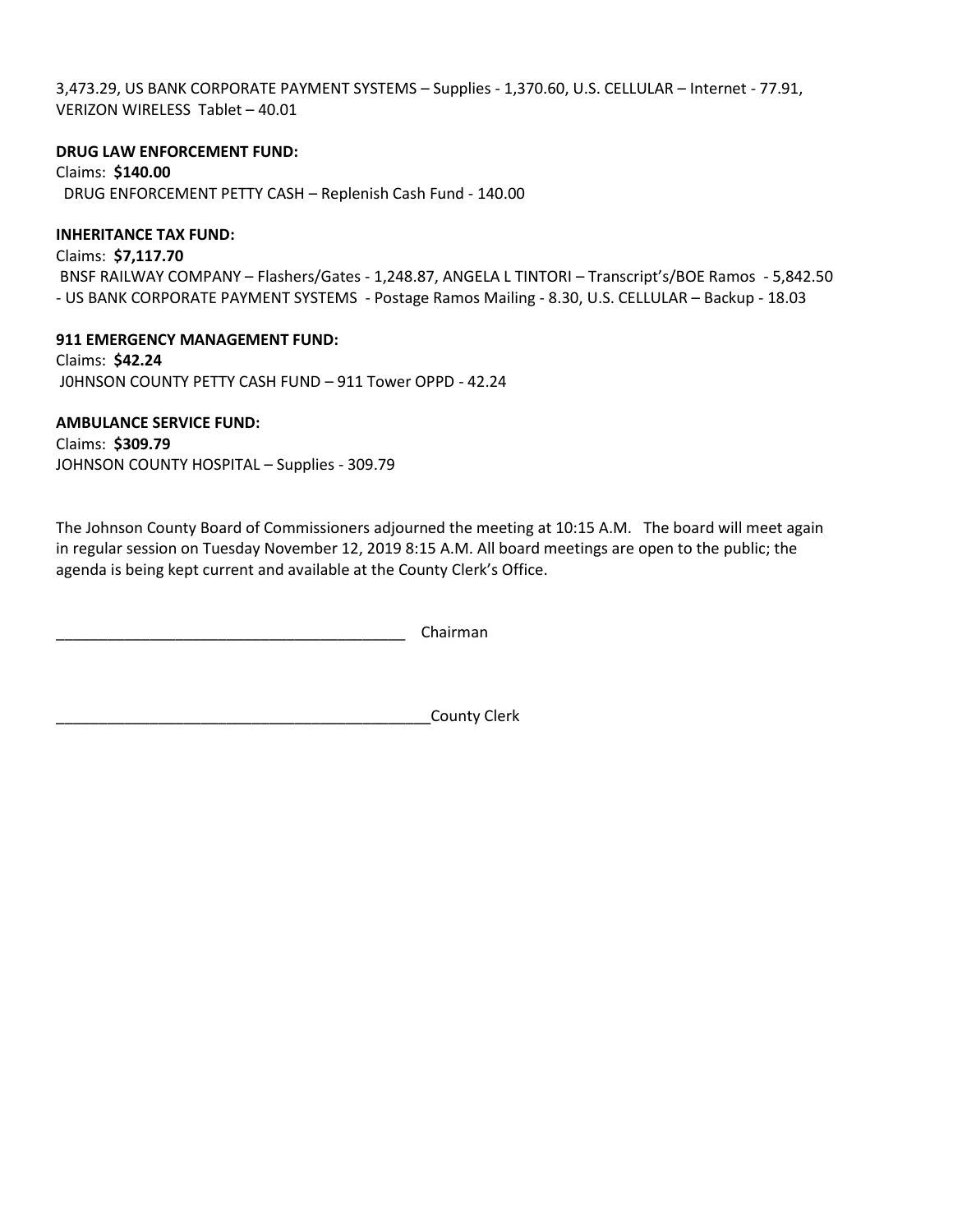3,473.29, US BANK CORPORATE PAYMENT SYSTEMS – Supplies - 1,370.60, U.S. CELLULAR – Internet - 77.91, VERIZON WIRELESS Tablet – 40.01

**DRUG LAW ENFORCEMENT FUND:**
Claims: **$140.00**
DRUG ENFORCEMENT PETTY CASH – Replenish Cash Fund - 140.00

**INHERITANCE TAX FUND:**
Claims: **$7,117.70**
BNSF RAILWAY COMPANY – Flashers/Gates - 1,248.87, ANGELA L TINTORI – Transcript's/BOE Ramos - 5,842.50 - US BANK CORPORATE PAYMENT SYSTEMS - Postage Ramos Mailing - 8.30, U.S. CELLULAR – Backup - 18.03

**911 EMERGENCY MANAGEMENT FUND:**
Claims: **$42.24**
J0HNSON COUNTY PETTY CASH FUND – 911 Tower OPPD - 42.24

**AMBULANCE SERVICE FUND:**
Claims: **$309.79**
JOHNSON COUNTY HOSPITAL – Supplies - 309.79

The Johnson County Board of Commissioners adjourned the meeting at 10:15 A.M. The board will meet again in regular session on Tuesday November 12, 2019 8:15 A.M. All board meetings are open to the public; the agenda is being kept current and available at the County Clerk's Office.

__________________________________________ Chairman

____________________________________________County Clerk